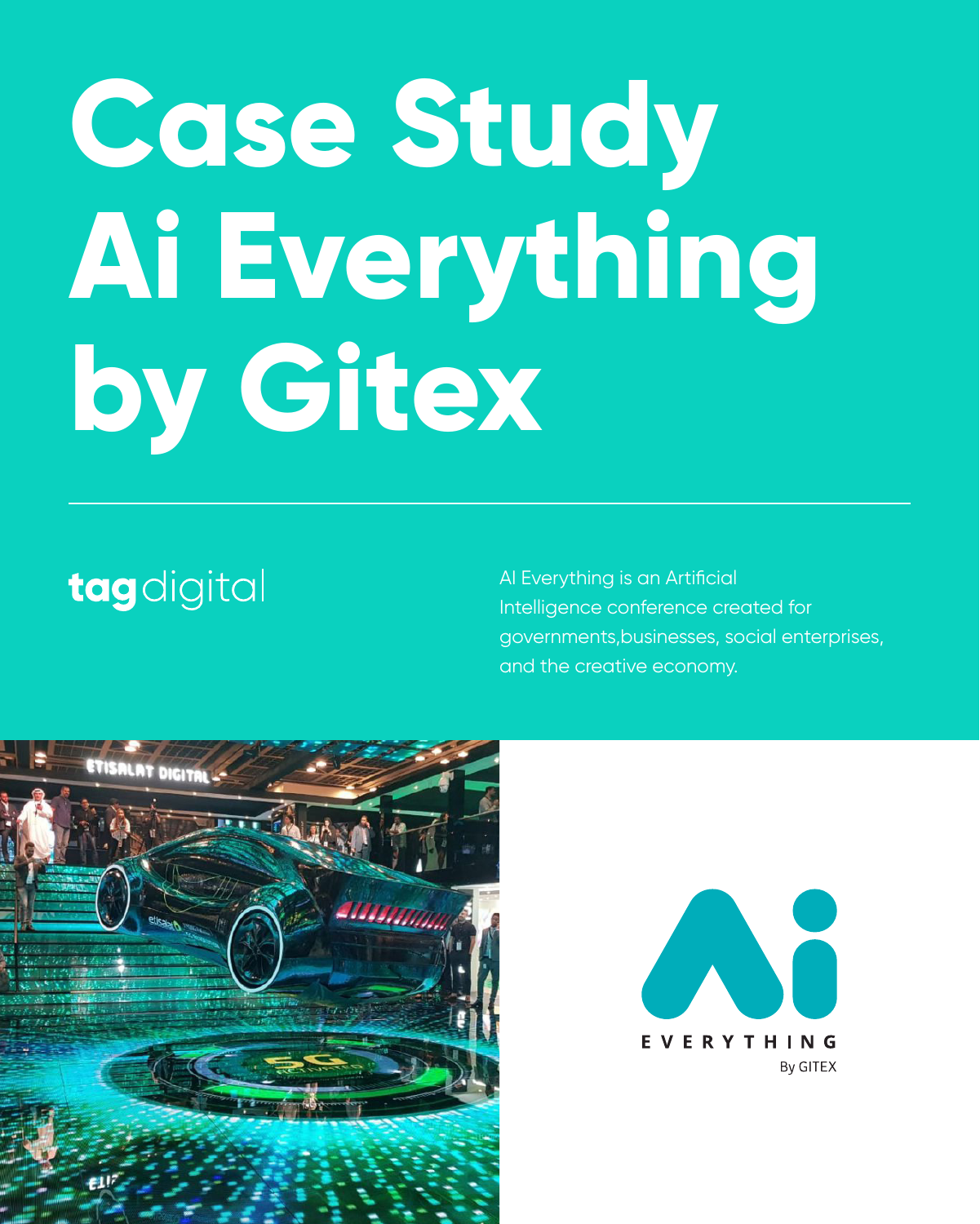# Case Study Ai Everything by Gitex

tagdigital

AI Everything is an Artificial Intelligence conference created for governments,businesses, social enterprises, and the creative economy.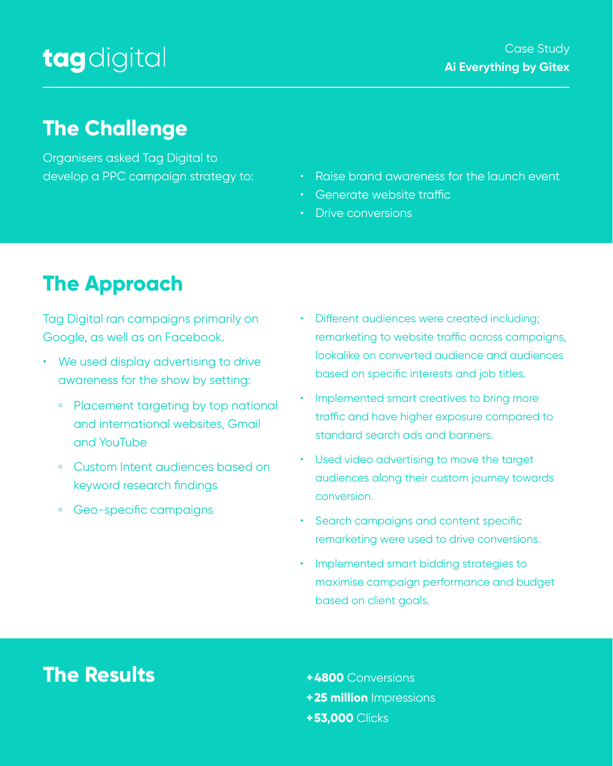**tag** digital

Case Study
**Ai Everything by Gitex**

## The Challenge

Organisers asked Tag Digital to develop a PPC campaign strategy to:

- Raise brand awareness for the launch event
- Generate website traffic
- Drive conversions

## The Approach

Tag Digital ran campaigns primarily on Google, as well as on Facebook.

- We used display advertising to drive awareness for the show by setting:
  - Placement targeting by top national and international websites, Gmail and YouTube
  - Custom Intent audiences based on keyword research findings
  - Geo-specific campaigns
- Different audiences were created including; remarketing to website traffic across campaigns, lookalike on converted audience and audiences based on specific interests and job titles.
- Implemented smart creatives to bring more traffic and have higher exposure compared to standard search ads and banners.
- Used video advertising to move the target audiences along their custom journey towards conversion.
- Search campaigns and content specific remarketing were used to drive conversions.
- Implemented smart bidding strategies to maximise campaign performance and budget based on client goals.

## The Results

**+4800** Conversions
**+25 million** Impressions
**+53,000** Clicks